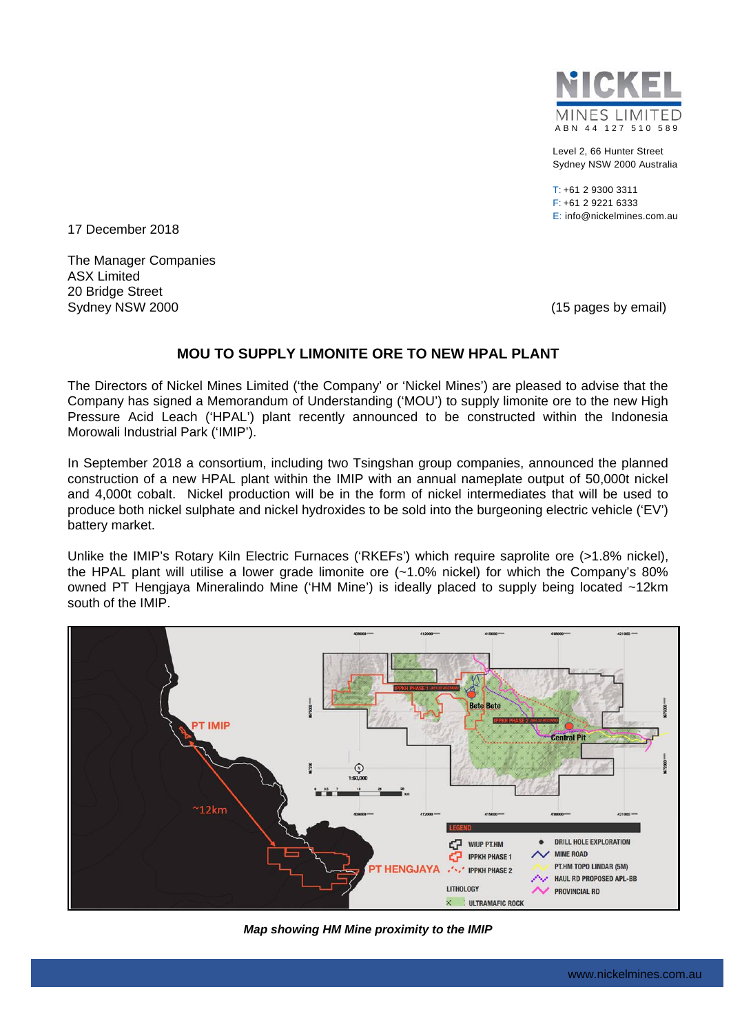NICKEL MINES LIMITED
ABN 44 127 510 589

Level 2, 66 Hunter Street
Sydney NSW 2000 Australia

T: +61 2 9300 3311
F: +61 2 9221 6333
E: info@nickelmines.com.au

17 December 2018

The Manager Companies
ASX Limited
20 Bridge Street
Sydney NSW 2000

(15 pages by email)

## MOU TO SUPPLY LIMONITE ORE TO NEW HPAL PLANT

The Directors of Nickel Mines Limited ('the Company' or 'Nickel Mines') are pleased to advise that the Company has signed a Memorandum of Understanding ('MOU') to supply limonite ore to the new High Pressure Acid Leach ('HPAL') plant recently announced to be constructed within the Indonesia Morowali Industrial Park ('IMIP').

In September 2018 a consortium, including two Tsingshan group companies, announced the planned construction of a new HPAL plant within the IMIP with an annual nameplate output of 50,000t nickel and 4,000t cobalt. Nickel production will be in the form of nickel intermediates that will be used to produce both nickel sulphate and nickel hydroxides to be sold into the burgeoning electric vehicle ('EV') battery market.

Unlike the IMIP's Rotary Kiln Electric Furnaces ('RKEFs') which require saprolite ore (>1.8% nickel), the HPAL plant will utilise a lower grade limonite ore (~1.0% nickel) for which the Company's 80% owned PT Hengjaya Mineralindo Mine ('HM Mine') is ideally placed to supply being located ~12km south of the IMIP.

*Map showing HM Mine proximity to the IMIP*

www.nickelmines.com.au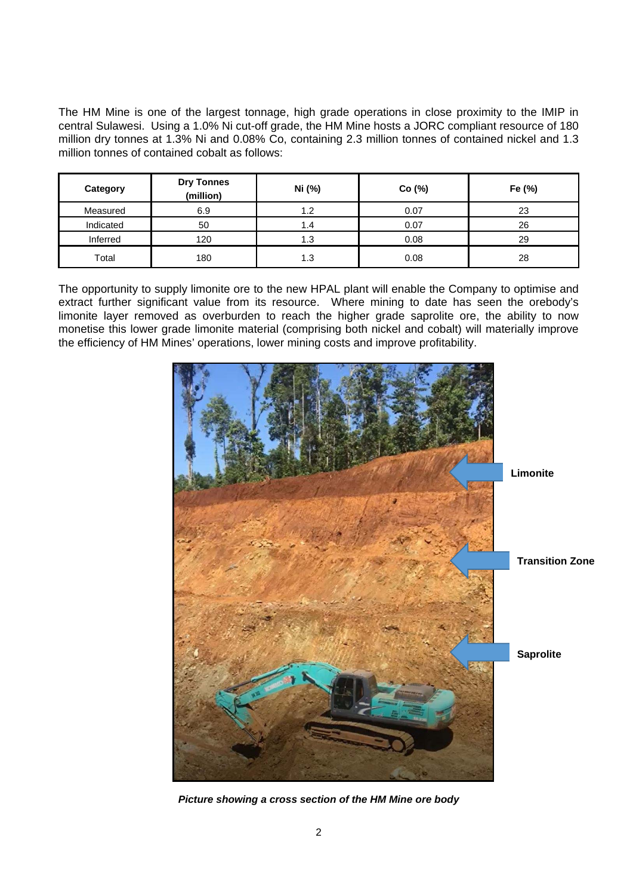The HM Mine is one of the largest tonnage, high grade operations in close proximity to the IMIP in central Sulawesi. Using a 1.0% Ni cut-off grade, the HM Mine hosts a JORC compliant resource of 180 million dry tonnes at 1.3% Ni and 0.08% Co, containing 2.3 million tonnes of contained nickel and 1.3 million tonnes of contained cobalt as follows:

| Category | Dry Tonnes (million) | Ni (%) | Co (%) | Fe (%) |
|---|---|---|---|---|
| Measured | 6.9 | 1.2 | 0.07 | 23 |
| Indicated | 50 | 1.4 | 0.07 | 26 |
| Inferred | 120 | 1.3 | 0.08 | 29 |
| Total | 180 | 1.3 | 0.08 | 28 |

The opportunity to supply limonite ore to the new HPAL plant will enable the Company to optimise and extract further significant value from its resource. Where mining to date has seen the orebody's limonite layer removed as overburden to reach the higher grade saprolite ore, the ability to now monetise this lower grade limonite material (comprising both nickel and cobalt) will materially improve the efficiency of HM Mines' operations, lower mining costs and improve profitability.

***Picture showing a cross section of the HM Mine ore body***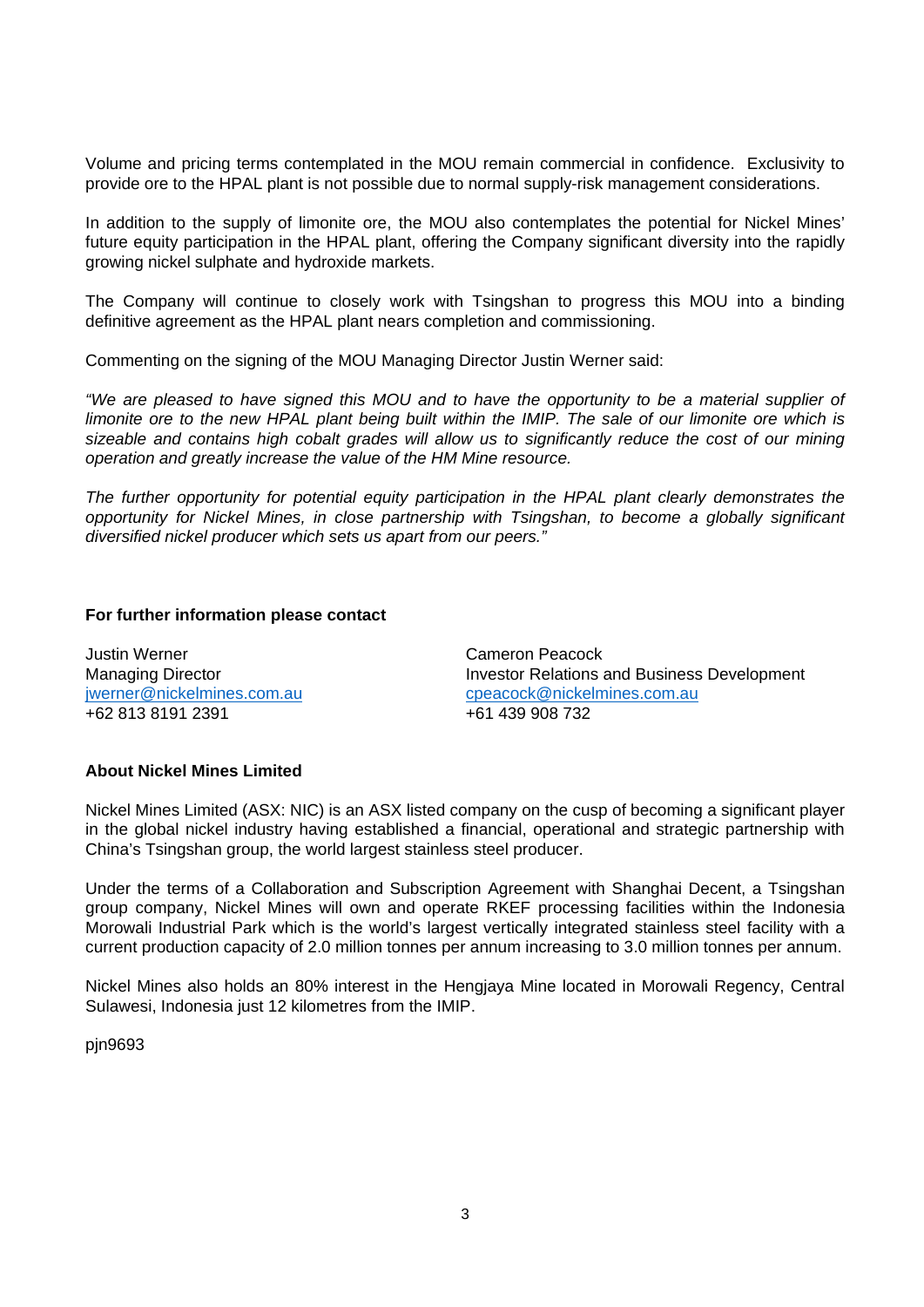Volume and pricing terms contemplated in the MOU remain commercial in confidence. Exclusivity to provide ore to the HPAL plant is not possible due to normal supply-risk management considerations.

In addition to the supply of limonite ore, the MOU also contemplates the potential for Nickel Mines' future equity participation in the HPAL plant, offering the Company significant diversity into the rapidly growing nickel sulphate and hydroxide markets.

The Company will continue to closely work with Tsingshan to progress this MOU into a binding definitive agreement as the HPAL plant nears completion and commissioning.

Commenting on the signing of the MOU Managing Director Justin Werner said:

*"We are pleased to have signed this MOU and to have the opportunity to be a material supplier of limonite ore to the new HPAL plant being built within the IMIP. The sale of our limonite ore which is sizeable and contains high cobalt grades will allow us to significantly reduce the cost of our mining operation and greatly increase the value of the HM Mine resource.*

*The further opportunity for potential equity participation in the HPAL plant clearly demonstrates the opportunity for Nickel Mines, in close partnership with Tsingshan, to become a globally significant diversified nickel producer which sets us apart from our peers."*

**For further information please contact**

Justin Werner
Managing Director
jwerner@nickelmines.com.au
+62 813 8191 2391

Cameron Peacock
Investor Relations and Business Development
cpeacock@nickelmines.com.au
+61 439 908 732

**About Nickel Mines Limited**

Nickel Mines Limited (ASX: NIC) is an ASX listed company on the cusp of becoming a significant player in the global nickel industry having established a financial, operational and strategic partnership with China's Tsingshan group, the world largest stainless steel producer.

Under the terms of a Collaboration and Subscription Agreement with Shanghai Decent, a Tsingshan group company, Nickel Mines will own and operate RKEF processing facilities within the Indonesia Morowali Industrial Park which is the world's largest vertically integrated stainless steel facility with a current production capacity of 2.0 million tonnes per annum increasing to 3.0 million tonnes per annum.

Nickel Mines also holds an 80% interest in the Hengjaya Mine located in Morowali Regency, Central Sulawesi, Indonesia just 12 kilometres from the IMIP.

pjn9693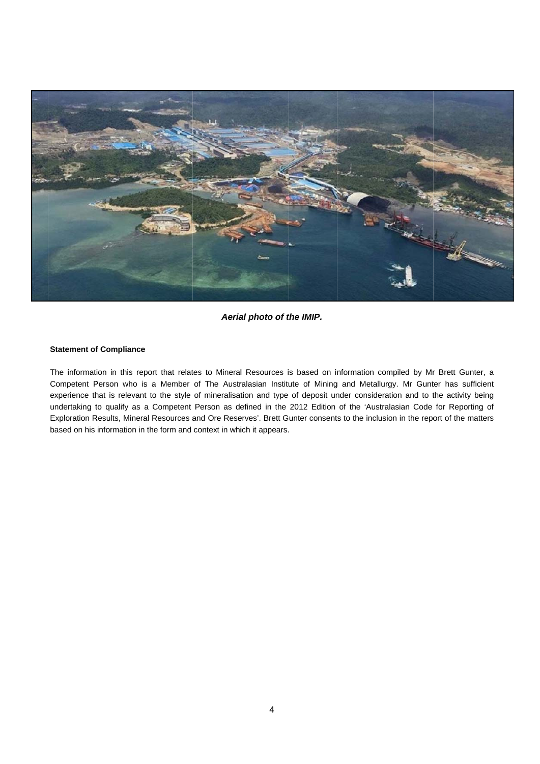*Aerial photo of the IMIP.*

**Statement of Compliance**

The information in this report that relates to Mineral Resources is based on information compiled by Mr Brett Gunter, a Competent Person who is a Member of The Australasian Institute of Mining and Metallurgy. Mr Gunter has sufficient experience that is relevant to the style of mineralisation and type of deposit under consideration and to the activity being undertaking to qualify as a Competent Person as defined in the 2012 Edition of the 'Australasian Code for Reporting of Exploration Results, Mineral Resources and Ore Reserves'. Brett Gunter consents to the inclusion in the report of the matters based on his information in the form and context in which it appears.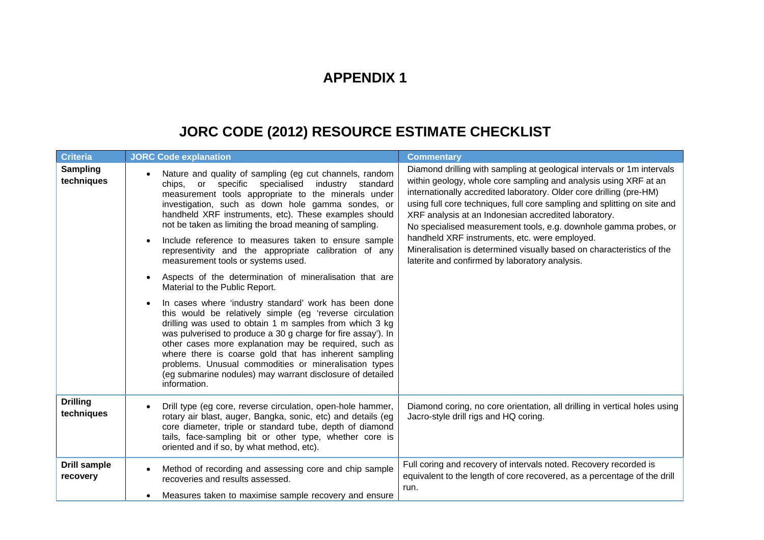# APPENDIX 1

# JORC CODE (2012) RESOURCE ESTIMATE CHECKLIST

| Criteria | JORC Code explanation | Commentary |
|---|---|---|
| **Sampling techniques** | • Nature and quality of sampling (eg cut channels, random chips, or specific specialised industry standard measurement tools appropriate to the minerals under investigation, such as down hole gamma sondes, or handheld XRF instruments, etc). These examples should not be taken as limiting the broad meaning of sampling.<br>• Include reference to measures taken to ensure sample representivity and the appropriate calibration of any measurement tools or systems used.<br>• Aspects of the determination of mineralisation that are Material to the Public Report.<br>• In cases where 'industry standard' work has been done this would be relatively simple (eg 'reverse circulation drilling was used to obtain 1 m samples from which 3 kg was pulverised to produce a 30 g charge for fire assay'). In other cases more explanation may be required, such as where there is coarse gold that has inherent sampling problems. Unusual commodities or mineralisation types (eg submarine nodules) may warrant disclosure of detailed information. | Diamond drilling with sampling at geological intervals or 1m intervals within geology, whole core sampling and analysis using XRF at an internationally accredited laboratory. Older core drilling (pre-HM) using full core techniques, full core sampling and splitting on site and XRF analysis at an Indonesian accredited laboratory.<br>No specialised measurement tools, e.g. downhole gamma probes, or handheld XRF instruments, etc. were employed.<br>Mineralisation is determined visually based on characteristics of the laterite and confirmed by laboratory analysis. |
| **Drilling techniques** | • Drill type (eg core, reverse circulation, open-hole hammer, rotary air blast, auger, Bangka, sonic, etc) and details (eg core diameter, triple or standard tube, depth of diamond tails, face-sampling bit or other type, whether core is oriented and if so, by what method, etc). | Diamond coring, no core orientation, all drilling in vertical holes using Jacro-style drill rigs and HQ coring. |
| **Drill sample recovery** | • Method of recording and assessing core and chip sample recoveries and results assessed.<br>• Measures taken to maximise sample recovery and ensure | Full coring and recovery of intervals noted. Recovery recorded is equivalent to the length of core recovered, as a percentage of the drill run. |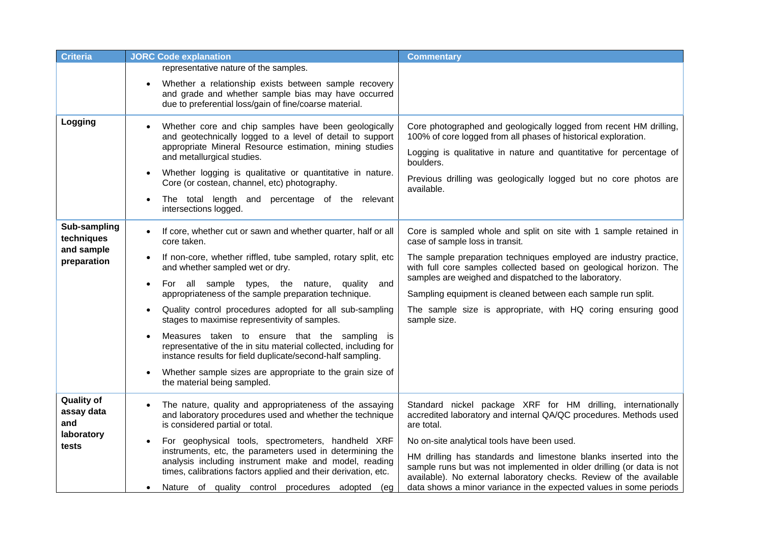| Criteria | JORC Code explanation | Commentary |
|---|---|---|
| | representative nature of the samples.<br>• Whether a relationship exists between sample recovery and grade and whether sample bias may have occurred due to preferential loss/gain of fine/coarse material. | |
| **Logging** | • Whether core and chip samples have been geologically and geotechnically logged to a level of detail to support appropriate Mineral Resource estimation, mining studies and metallurgical studies.<br>• Whether logging is qualitative or quantitative in nature. Core (or costean, channel, etc) photography.<br>• The total length and percentage of the relevant intersections logged. | Core photographed and geologically logged from recent HM drilling, 100% of core logged from all phases of historical exploration.<br>Logging is qualitative in nature and quantitative for percentage of boulders.<br>Previous drilling was geologically logged but no core photos are available. |
| **Sub-sampling techniques and sample preparation** | • If core, whether cut or sawn and whether quarter, half or all core taken.<br>• If non-core, whether riffled, tube sampled, rotary split, etc and whether sampled wet or dry.<br>• For all sample types, the nature, quality and appropriateness of the sample preparation technique.<br>• Quality control procedures adopted for all sub-sampling stages to maximise representivity of samples.<br>• Measures taken to ensure that the sampling is representative of the in situ material collected, including for instance results for field duplicate/second-half sampling.<br>• Whether sample sizes are appropriate to the grain size of the material being sampled. | Core is sampled whole and split on site with 1 sample retained in case of sample loss in transit.<br>The sample preparation techniques employed are industry practice, with full core samples collected based on geological horizon. The samples are weighed and dispatched to the laboratory.<br>Sampling equipment is cleaned between each sample run split.<br>The sample size is appropriate, with HQ coring ensuring good sample size. |
| **Quality of assay data and laboratory tests** | • The nature, quality and appropriateness of the assaying and laboratory procedures used and whether the technique is considered partial or total.<br>• For geophysical tools, spectrometers, handheld XRF instruments, etc, the parameters used in determining the analysis including instrument make and model, reading times, calibrations factors applied and their derivation, etc.<br>• Nature of quality control procedures adopted (eg | Standard nickel package XRF for HM drilling, internationally accredited laboratory and internal QA/QC procedures. Methods used are total.<br>No on-site analytical tools have been used.<br>HM drilling has standards and limestone blanks inserted into the sample runs but was not implemented in older drilling (or data is not available). No external laboratory checks. Review of the available data shows a minor variance in the expected values in some periods |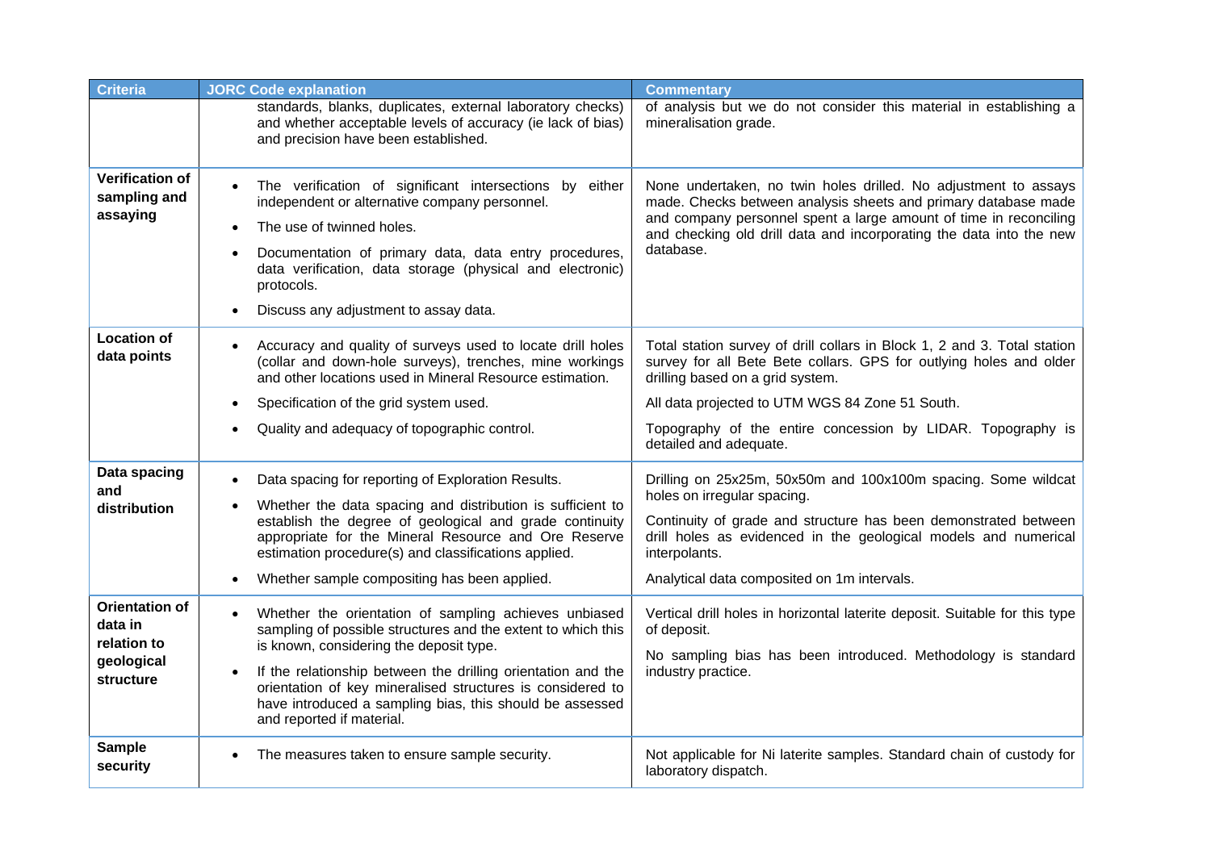| Criteria | JORC Code explanation | Commentary |
|---|---|---|
| | standards, blanks, duplicates, external laboratory checks) and whether acceptable levels of accuracy (ie lack of bias) and precision have been established. | of analysis but we do not consider this material in establishing a mineralisation grade. |
| **Verification of sampling and assaying** | • The verification of significant intersections by either independent or alternative company personnel.<br>• The use of twinned holes.<br>• Documentation of primary data, data entry procedures, data verification, data storage (physical and electronic) protocols.<br>• Discuss any adjustment to assay data. | None undertaken, no twin holes drilled. No adjustment to assays made. Checks between analysis sheets and primary database made and company personnel spent a large amount of time in reconciling and checking old drill data and incorporating the data into the new database. |
| **Location of data points** | • Accuracy and quality of surveys used to locate drill holes (collar and down-hole surveys), trenches, mine workings and other locations used in Mineral Resource estimation.<br>• Specification of the grid system used.<br>• Quality and adequacy of topographic control. | Total station survey of drill collars in Block 1, 2 and 3. Total station survey for all Bete Bete collars. GPS for outlying holes and older drilling based on a grid system.<br>All data projected to UTM WGS 84 Zone 51 South.<br>Topography of the entire concession by LIDAR. Topography is detailed and adequate. |
| **Data spacing and distribution** | • Data spacing for reporting of Exploration Results.<br>• Whether the data spacing and distribution is sufficient to establish the degree of geological and grade continuity appropriate for the Mineral Resource and Ore Reserve estimation procedure(s) and classifications applied.<br>• Whether sample compositing has been applied. | Drilling on 25x25m, 50x50m and 100x100m spacing. Some wildcat holes on irregular spacing.<br>Continuity of grade and structure has been demonstrated between drill holes as evidenced in the geological models and numerical interpolants.<br>Analytical data composited on 1m intervals. |
| **Orientation of data in relation to geological structure** | • Whether the orientation of sampling achieves unbiased sampling of possible structures and the extent to which this is known, considering the deposit type.<br>• If the relationship between the drilling orientation and the orientation of key mineralised structures is considered to have introduced a sampling bias, this should be assessed and reported if material. | Vertical drill holes in horizontal laterite deposit. Suitable for this type of deposit.<br>No sampling bias has been introduced. Methodology is standard industry practice. |
| **Sample security** | • The measures taken to ensure sample security. | Not applicable for Ni laterite samples. Standard chain of custody for laboratory dispatch. |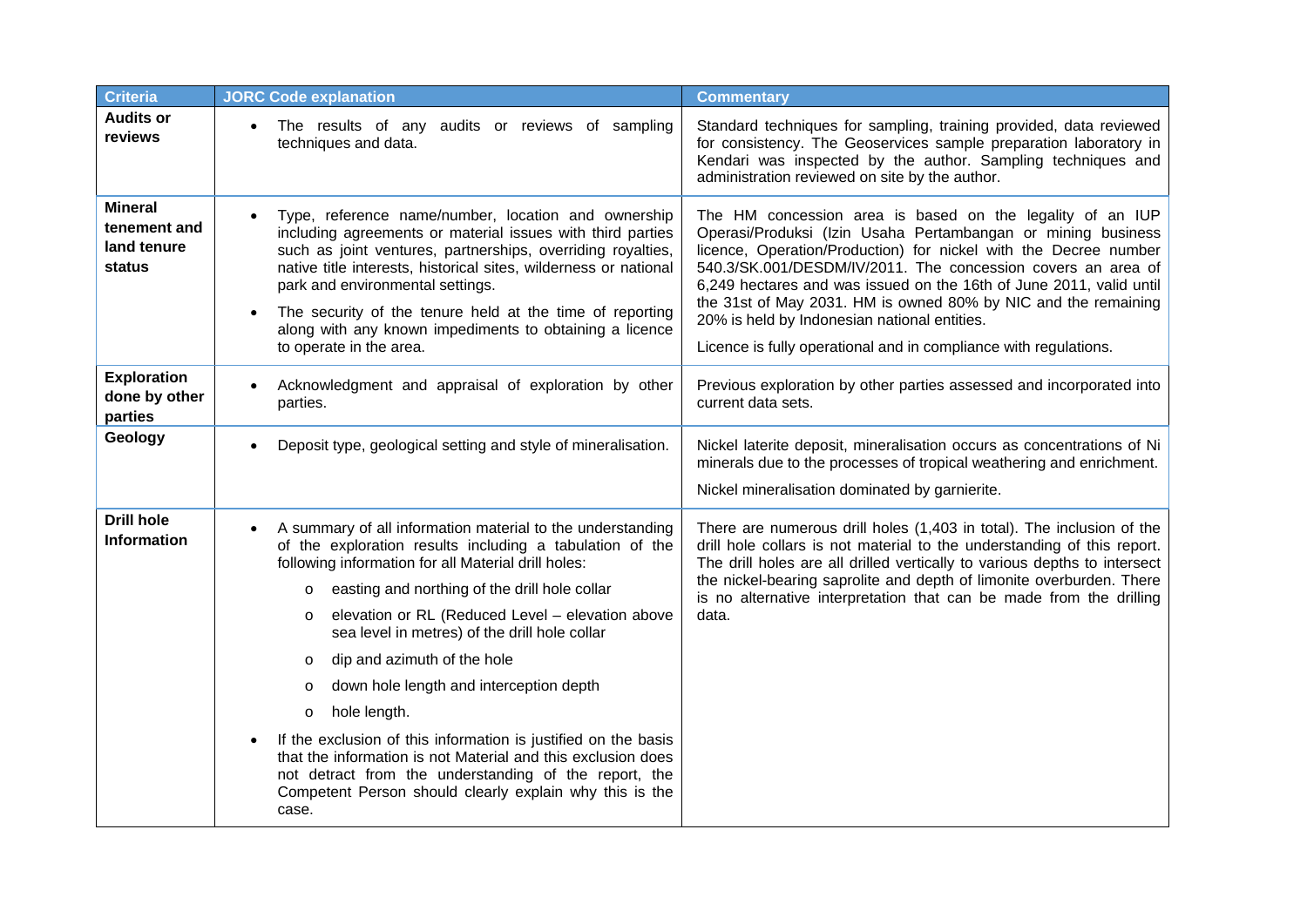| Criteria | JORC Code explanation | Commentary |
|---|---|---|
| **Audits or reviews** | • The results of any audits or reviews of sampling techniques and data. | Standard techniques for sampling, training provided, data reviewed for consistency. The Geoservices sample preparation laboratory in Kendari was inspected by the author. Sampling techniques and administration reviewed on site by the author. |
| **Mineral tenement and land tenure status** | • Type, reference name/number, location and ownership including agreements or material issues with third parties such as joint ventures, partnerships, overriding royalties, native title interests, historical sites, wilderness or national park and environmental settings.<br>• The security of the tenure held at the time of reporting along with any known impediments to obtaining a licence to operate in the area. | The HM concession area is based on the legality of an IUP Operasi/Produksi (Izin Usaha Pertambangan or mining business licence, Operation/Production) for nickel with the Decree number 540.3/SK.001/DESDM/IV/2011. The concession covers an area of 6,249 hectares and was issued on the 16th of June 2011, valid until the 31st of May 2031. HM is owned 80% by NIC and the remaining 20% is held by Indonesian national entities.<br>Licence is fully operational and in compliance with regulations. |
| **Exploration done by other parties** | • Acknowledgment and appraisal of exploration by other parties. | Previous exploration by other parties assessed and incorporated into current data sets. |
| **Geology** | • Deposit type, geological setting and style of mineralisation. | Nickel laterite deposit, mineralisation occurs as concentrations of Ni minerals due to the processes of tropical weathering and enrichment.<br>Nickel mineralisation dominated by garnierite. |
| **Drill hole Information** | • A summary of all information material to the understanding of the exploration results including a tabulation of the following information for all Material drill holes:<br>  o easting and northing of the drill hole collar<br>  o elevation or RL (Reduced Level – elevation above sea level in metres) of the drill hole collar<br>  o dip and azimuth of the hole<br>  o down hole length and interception depth<br>  o hole length.<br>• If the exclusion of this information is justified on the basis that the information is not Material and this exclusion does not detract from the understanding of the report, the Competent Person should clearly explain why this is the case. | There are numerous drill holes (1,403 in total). The inclusion of the drill hole collars is not material to the understanding of this report. The drill holes are all drilled vertically to various depths to intersect the nickel-bearing saprolite and depth of limonite overburden. There is no alternative interpretation that can be made from the drilling data. |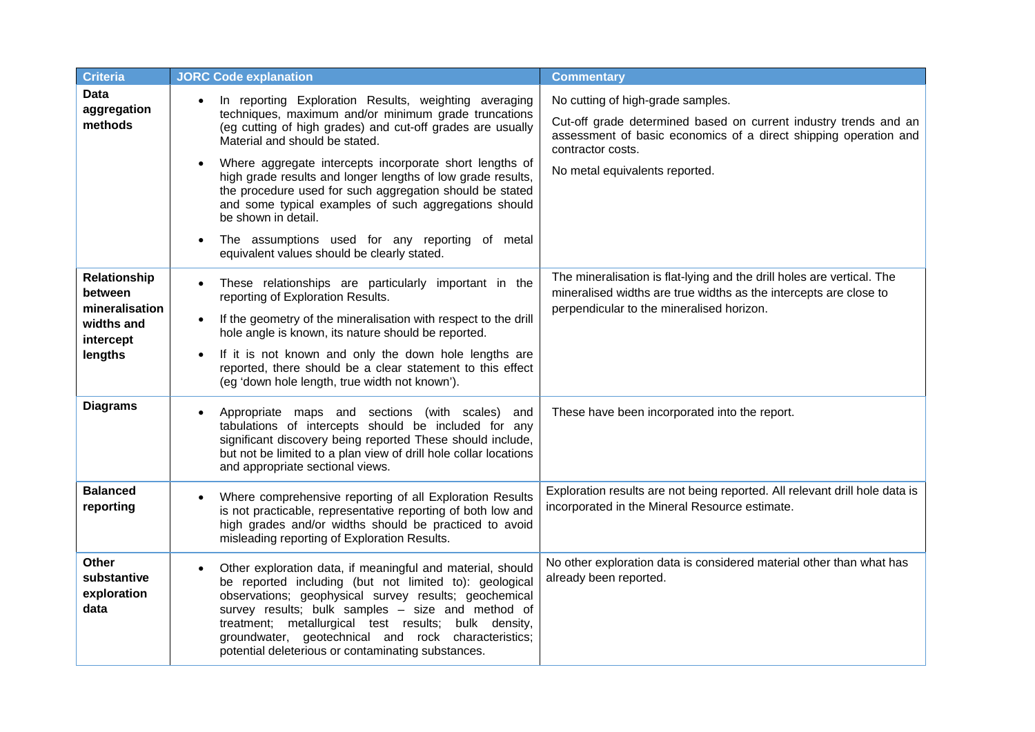| Criteria | JORC Code explanation | Commentary |
|---|---|---|
| **Data aggregation methods** | • In reporting Exploration Results, weighting averaging techniques, maximum and/or minimum grade truncations (eg cutting of high grades) and cut-off grades are usually Material and should be stated.<br>• Where aggregate intercepts incorporate short lengths of high grade results and longer lengths of low grade results, the procedure used for such aggregation should be stated and some typical examples of such aggregations should be shown in detail.<br>• The assumptions used for any reporting of metal equivalent values should be clearly stated. | No cutting of high-grade samples.<br>Cut-off grade determined based on current industry trends and an assessment of basic economics of a direct shipping operation and contractor costs.<br>No metal equivalents reported. |
| **Relationship between mineralisation widths and intercept lengths** | • These relationships are particularly important in the reporting of Exploration Results.<br>• If the geometry of the mineralisation with respect to the drill hole angle is known, its nature should be reported.<br>• If it is not known and only the down hole lengths are reported, there should be a clear statement to this effect (eg 'down hole length, true width not known'). | The mineralisation is flat-lying and the drill holes are vertical. The mineralised widths are true widths as the intercepts are close to perpendicular to the mineralised horizon. |
| **Diagrams** | • Appropriate maps and sections (with scales) and tabulations of intercepts should be included for any significant discovery being reported These should include, but not be limited to a plan view of drill hole collar locations and appropriate sectional views. | These have been incorporated into the report. |
| **Balanced reporting** | • Where comprehensive reporting of all Exploration Results is not practicable, representative reporting of both low and high grades and/or widths should be practiced to avoid misleading reporting of Exploration Results. | Exploration results are not being reported. All relevant drill hole data is incorporated in the Mineral Resource estimate. |
| **Other substantive exploration data** | • Other exploration data, if meaningful and material, should be reported including (but not limited to): geological observations; geophysical survey results; geochemical survey results; bulk samples – size and method of treatment; metallurgical test results; bulk density, groundwater, geotechnical and rock characteristics; potential deleterious or contaminating substances. | No other exploration data is considered material other than what has already been reported. |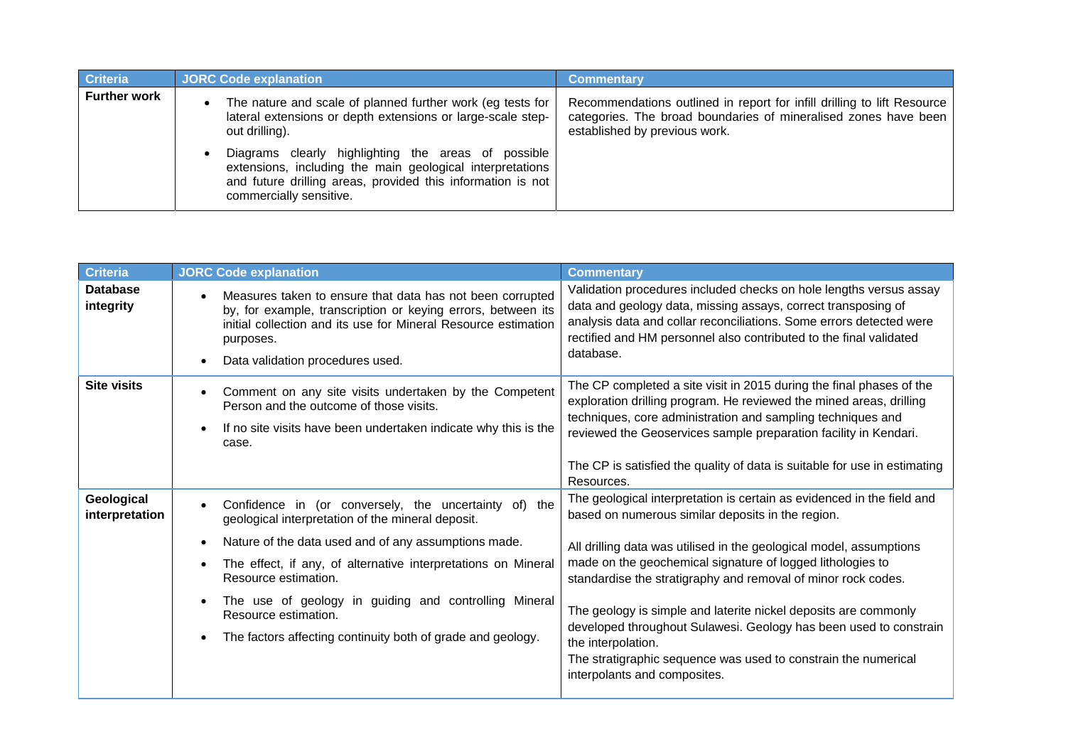| Criteria | JORC Code explanation | Commentary |
|---|---|---|
| **Further work** | • The nature and scale of planned further work (eg tests for lateral extensions or depth extensions or large-scale step-out drilling).<br>• Diagrams clearly highlighting the areas of possible extensions, including the main geological interpretations and future drilling areas, provided this information is not commercially sensitive. | Recommendations outlined in report for infill drilling to lift Resource categories. The broad boundaries of mineralised zones have been established by previous work. |

| Criteria | JORC Code explanation | Commentary |
|---|---|---|
| **Database integrity** | • Measures taken to ensure that data has not been corrupted by, for example, transcription or keying errors, between its initial collection and its use for Mineral Resource estimation purposes.<br>• Data validation procedures used. | Validation procedures included checks on hole lengths versus assay data and geology data, missing assays, correct transposing of analysis data and collar reconciliations. Some errors detected were rectified and HM personnel also contributed to the final validated database. |
| **Site visits** | • Comment on any site visits undertaken by the Competent Person and the outcome of those visits.<br>• If no site visits have been undertaken indicate why this is the case. | The CP completed a site visit in 2015 during the final phases of the exploration drilling program. He reviewed the mined areas, drilling techniques, core administration and sampling techniques and reviewed the Geoservices sample preparation facility in Kendari.<br><br>The CP is satisfied the quality of data is suitable for use in estimating Resources. |
| **Geological interpretation** | • Confidence in (or conversely, the uncertainty of) the geological interpretation of the mineral deposit.<br>• Nature of the data used and of any assumptions made.<br>• The effect, if any, of alternative interpretations on Mineral Resource estimation.<br>• The use of geology in guiding and controlling Mineral Resource estimation.<br>• The factors affecting continuity both of grade and geology. | The geological interpretation is certain as evidenced in the field and based on numerous similar deposits in the region.<br><br>All drilling data was utilised in the geological model, assumptions made on the geochemical signature of logged lithologies to standardise the stratigraphy and removal of minor rock codes.<br><br>The geology is simple and laterite nickel deposits are commonly developed throughout Sulawesi. Geology has been used to constrain the interpolation.<br>The stratigraphic sequence was used to constrain the numerical interpolants and composites. |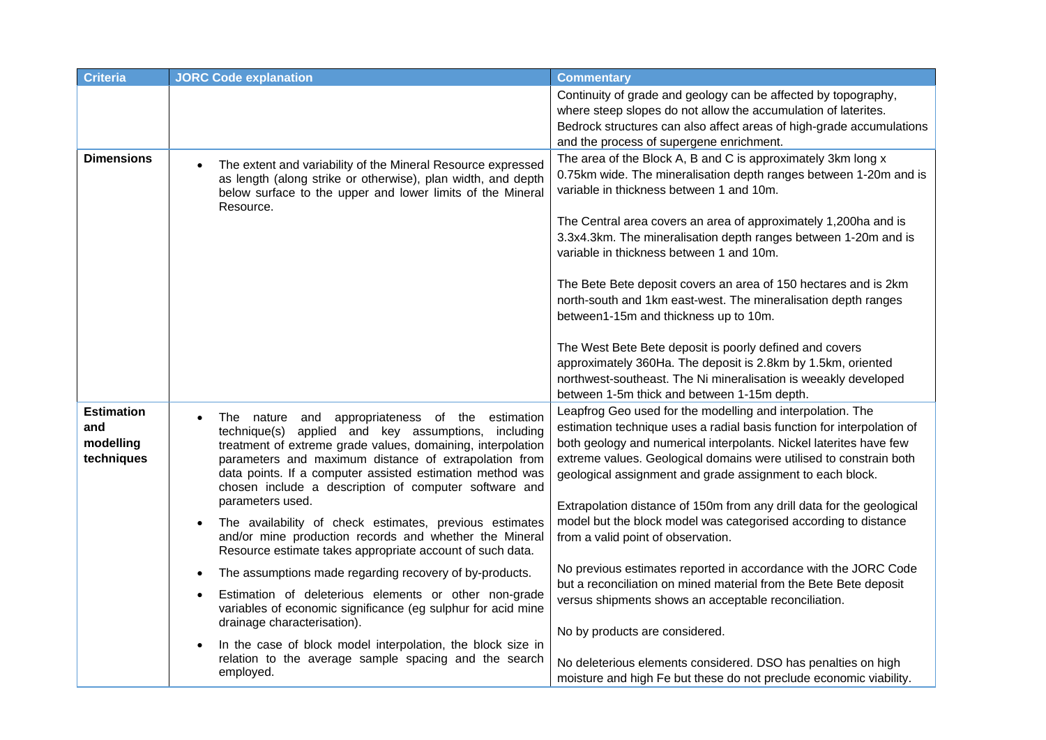| Criteria | JORC Code explanation | Commentary |
|---|---|---|
| | | Continuity of grade and geology can be affected by topography, where steep slopes do not allow the accumulation of laterites. Bedrock structures can also affect areas of high-grade accumulations and the process of supergene enrichment. |
| **Dimensions** | • The extent and variability of the Mineral Resource expressed as length (along strike or otherwise), plan width, and depth below surface to the upper and lower limits of the Mineral Resource. | The area of the Block A, B and C is approximately 3km long x 0.75km wide. The mineralisation depth ranges between 1-20m and is variable in thickness between 1 and 10m.<br><br>The Central area covers an area of approximately 1,200ha and is 3.3x4.3km. The mineralisation depth ranges between 1-20m and is variable in thickness between 1 and 10m.<br><br>The Bete Bete deposit covers an area of 150 hectares and is 2km north-south and 1km east-west. The mineralisation depth ranges between1-15m and thickness up to 10m.<br><br>The West Bete Bete deposit is poorly defined and covers approximately 360Ha. The deposit is 2.8km by 1.5km, oriented northwest-southeast. The Ni mineralisation is weeakly developed between 1-5m thick and between 1-15m depth. |
| **Estimation and modelling techniques** | • The nature and appropriateness of the estimation technique(s) applied and key assumptions, including treatment of extreme grade values, domaining, interpolation parameters and maximum distance of extrapolation from data points. If a computer assisted estimation method was chosen include a description of computer software and parameters used.<br>• The availability of check estimates, previous estimates and/or mine production records and whether the Mineral Resource estimate takes appropriate account of such data.<br>• The assumptions made regarding recovery of by-products.<br>• Estimation of deleterious elements or other non-grade variables of economic significance (eg sulphur for acid mine drainage characterisation).<br>• In the case of block model interpolation, the block size in relation to the average sample spacing and the search employed. | Leapfrog Geo used for the modelling and interpolation. The estimation technique uses a radial basis function for interpolation of both geology and numerical interpolants. Nickel laterites have few extreme values. Geological domains were utilised to constrain both geological assignment and grade assignment to each block.<br><br>Extrapolation distance of 150m from any drill data for the geological model but the block model was categorised according to distance from a valid point of observation.<br><br>No previous estimates reported in accordance with the JORC Code but a reconciliation on mined material from the Bete Bete deposit versus shipments shows an acceptable reconciliation.<br><br>No by products are considered.<br><br>No deleterious elements considered. DSO has penalties on high moisture and high Fe but these do not preclude economic viability. |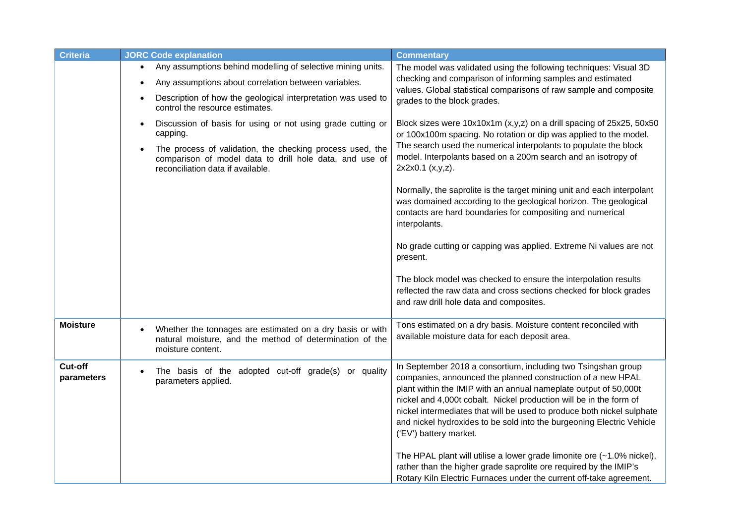| Criteria | JORC Code explanation | Commentary |
|---|---|---|
| | • Any assumptions behind modelling of selective mining units.<br>• Any assumptions about correlation between variables.<br>• Description of how the geological interpretation was used to control the resource estimates.<br>• Discussion of basis for using or not using grade cutting or capping.<br>• The process of validation, the checking process used, the comparison of model data to drill hole data, and use of reconciliation data if available. | The model was validated using the following techniques: Visual 3D checking and comparison of informing samples and estimated values. Global statistical comparisons of raw sample and composite grades to the block grades.<br><br>Block sizes were 10x10x1m (x,y,z) on a drill spacing of 25x25, 50x50 or 100x100m spacing. No rotation or dip was applied to the model. The search used the numerical interpolants to populate the block model. Interpolants based on a 200m search and an isotropy of 2x2x0.1 (x,y,z).<br><br>Normally, the saprolite is the target mining unit and each interpolant was domained according to the geological horizon. The geological contacts are hard boundaries for compositing and numerical interpolants.<br><br>No grade cutting or capping was applied. Extreme Ni values are not present.<br><br>The block model was checked to ensure the interpolation results reflected the raw data and cross sections checked for block grades and raw drill hole data and composites. |
| **Moisture** | • Whether the tonnages are estimated on a dry basis or with natural moisture, and the method of determination of the moisture content. | Tons estimated on a dry basis. Moisture content reconciled with available moisture data for each deposit area. |
| **Cut-off parameters** | • The basis of the adopted cut-off grade(s) or quality parameters applied. | In September 2018 a consortium, including two Tsingshan group companies, announced the planned construction of a new HPAL plant within the IMIP with an annual nameplate output of 50,000t nickel and 4,000t cobalt. Nickel production will be in the form of nickel intermediates that will be used to produce both nickel sulphate and nickel hydroxides to be sold into the burgeoning Electric Vehicle ('EV') battery market.<br><br>The HPAL plant will utilise a lower grade limonite ore (~1.0% nickel), rather than the higher grade saprolite ore required by the IMIP's Rotary Kiln Electric Furnaces under the current off-take agreement. |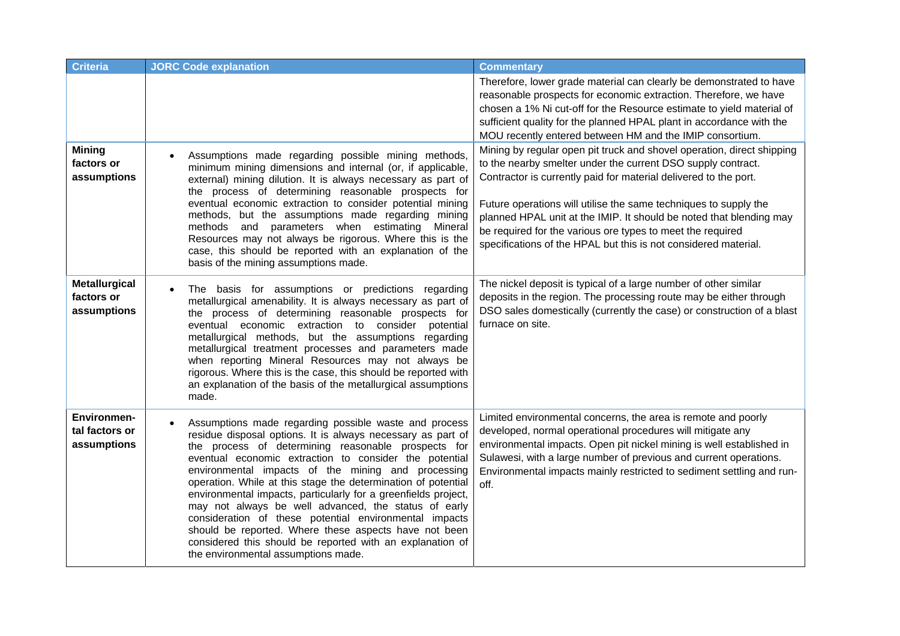| Criteria | JORC Code explanation | Commentary |
|---|---|---|
| | | Therefore, lower grade material can clearly be demonstrated to have reasonable prospects for economic extraction. Therefore, we have chosen a 1% Ni cut-off for the Resource estimate to yield material of sufficient quality for the planned HPAL plant in accordance with the MOU recently entered between HM and the IMIP consortium. |
| **Mining factors or assumptions** | • Assumptions made regarding possible mining methods, minimum mining dimensions and internal (or, if applicable, external) mining dilution. It is always necessary as part of the process of determining reasonable prospects for eventual economic extraction to consider potential mining methods, but the assumptions made regarding mining methods and parameters when estimating Mineral Resources may not always be rigorous. Where this is the case, this should be reported with an explanation of the basis of the mining assumptions made. | Mining by regular open pit truck and shovel operation, direct shipping to the nearby smelter under the current DSO supply contract. Contractor is currently paid for material delivered to the port.<br><br>Future operations will utilise the same techniques to supply the planned HPAL unit at the IMIP. It should be noted that blending may be required for the various ore types to meet the required specifications of the HPAL but this is not considered material. |
| **Metallurgical factors or assumptions** | • The basis for assumptions or predictions regarding metallurgical amenability. It is always necessary as part of the process of determining reasonable prospects for eventual economic extraction to consider potential metallurgical methods, but the assumptions regarding metallurgical treatment processes and parameters made when reporting Mineral Resources may not always be rigorous. Where this is the case, this should be reported with an explanation of the basis of the metallurgical assumptions made. | The nickel deposit is typical of a large number of other similar deposits in the region. The processing route may be either through DSO sales domestically (currently the case) or construction of a blast furnace on site. |
| **Environmental factors or assumptions** | • Assumptions made regarding possible waste and process residue disposal options. It is always necessary as part of the process of determining reasonable prospects for eventual economic extraction to consider the potential environmental impacts of the mining and processing operation. While at this stage the determination of potential environmental impacts, particularly for a greenfields project, may not always be well advanced, the status of early consideration of these potential environmental impacts should be reported. Where these aspects have not been considered this should be reported with an explanation of the environmental assumptions made. | Limited environmental concerns, the area is remote and poorly developed, normal operational procedures will mitigate any environmental impacts. Open pit nickel mining is well established in Sulawesi, with a large number of previous and current operations. Environmental impacts mainly restricted to sediment settling and run-off. |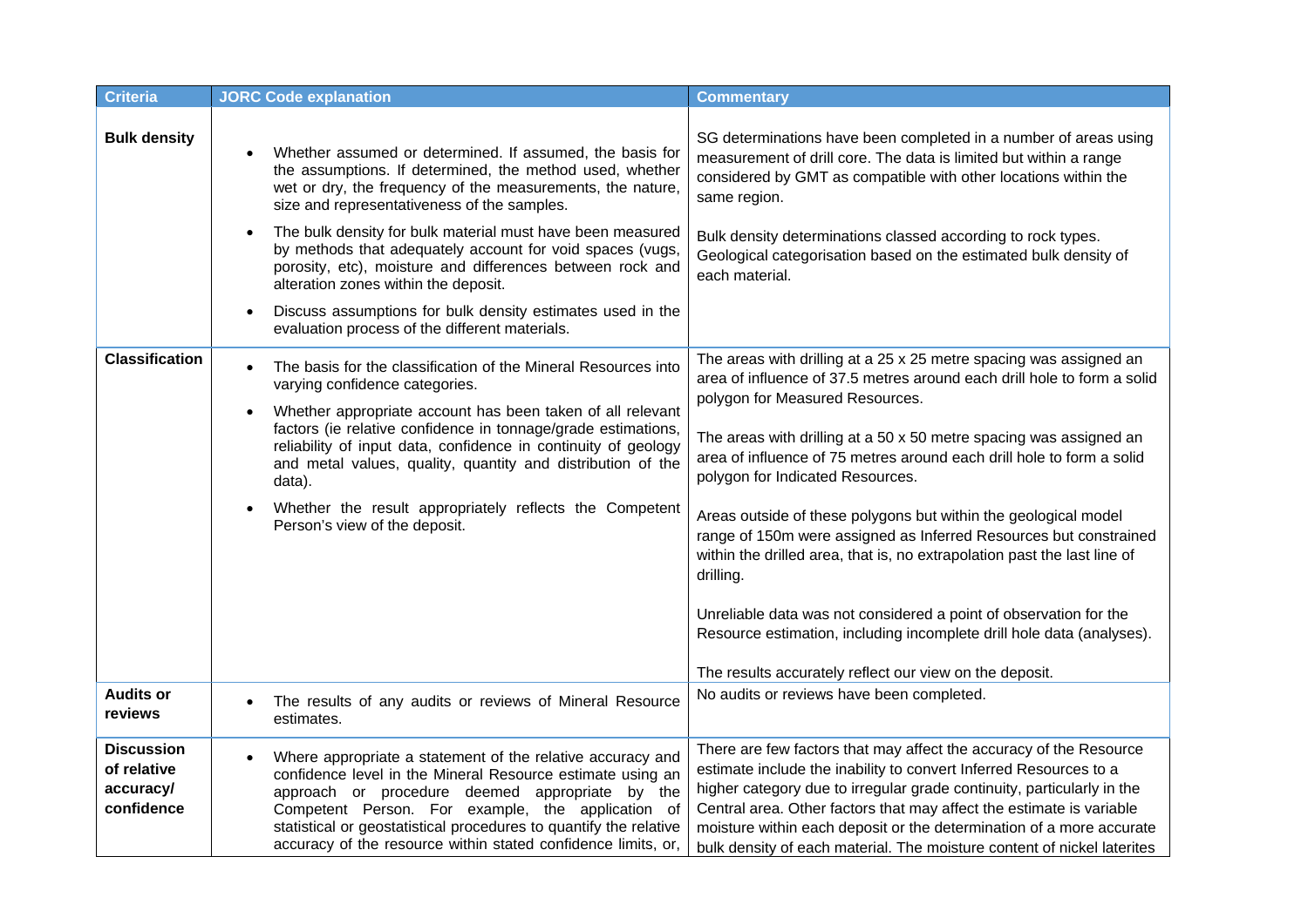| Criteria | JORC Code explanation | Commentary |
|---|---|---|
| **Bulk density** | • Whether assumed or determined. If assumed, the basis for the assumptions. If determined, the method used, whether wet or dry, the frequency of the measurements, the nature, size and representativeness of the samples.<br>• The bulk density for bulk material must have been measured by methods that adequately account for void spaces (vugs, porosity, etc), moisture and differences between rock and alteration zones within the deposit.<br>• Discuss assumptions for bulk density estimates used in the evaluation process of the different materials. | SG determinations have been completed in a number of areas using measurement of drill core. The data is limited but within a range considered by GMT as compatible with other locations within the same region.<br><br>Bulk density determinations classed according to rock types. Geological categorisation based on the estimated bulk density of each material. |
| **Classification** | • The basis for the classification of the Mineral Resources into varying confidence categories.<br>• Whether appropriate account has been taken of all relevant factors (ie relative confidence in tonnage/grade estimations, reliability of input data, confidence in continuity of geology and metal values, quality, quantity and distribution of the data).<br>• Whether the result appropriately reflects the Competent Person's view of the deposit. | The areas with drilling at a 25 x 25 metre spacing was assigned an area of influence of 37.5 metres around each drill hole to form a solid polygon for Measured Resources.<br><br>The areas with drilling at a 50 x 50 metre spacing was assigned an area of influence of 75 metres around each drill hole to form a solid polygon for Indicated Resources.<br><br>Areas outside of these polygons but within the geological model range of 150m were assigned as Inferred Resources but constrained within the drilled area, that is, no extrapolation past the last line of drilling.<br><br>Unreliable data was not considered a point of observation for the Resource estimation, including incomplete drill hole data (analyses).<br><br>The results accurately reflect our view on the deposit. |
| **Audits or reviews** | • The results of any audits or reviews of Mineral Resource estimates. | No audits or reviews have been completed. |
| **Discussion of relative accuracy/ confidence** | • Where appropriate a statement of the relative accuracy and confidence level in the Mineral Resource estimate using an approach or procedure deemed appropriate by the Competent Person. For example, the application of statistical or geostatistical procedures to quantify the relative accuracy of the resource within stated confidence limits, or, | There are few factors that may affect the accuracy of the Resource estimate include the inability to convert Inferred Resources to a higher category due to irregular grade continuity, particularly in the Central area. Other factors that may affect the estimate is variable moisture within each deposit or the determination of a more accurate bulk density of each material. The moisture content of nickel laterites |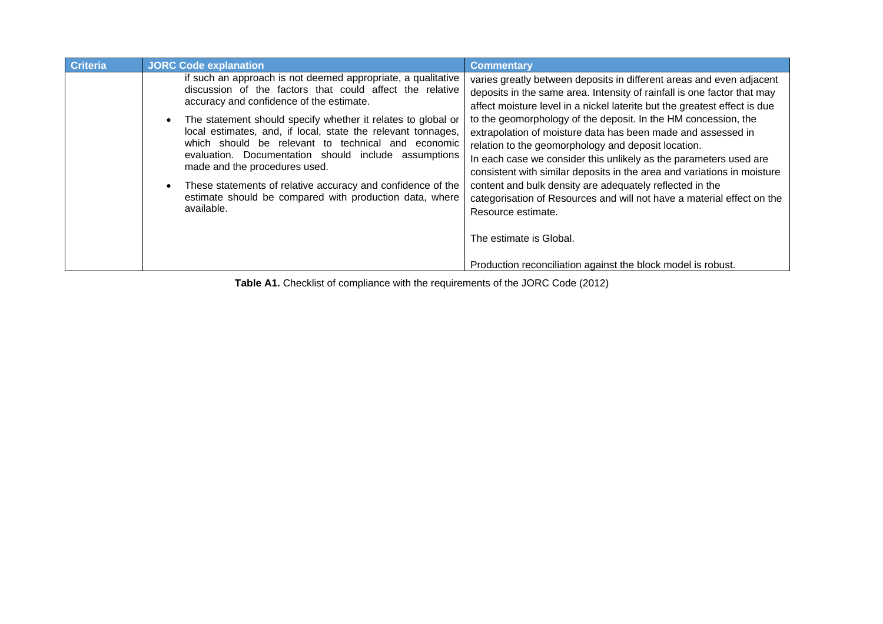| Criteria | JORC Code explanation | Commentary |
|---|---|---|
| | if such an approach is not deemed appropriate, a qualitative discussion of the factors that could affect the relative accuracy and confidence of the estimate.<br>• The statement should specify whether it relates to global or local estimates, and, if local, state the relevant tonnages, which should be relevant to technical and economic evaluation. Documentation should include assumptions made and the procedures used.<br>• These statements of relative accuracy and confidence of the estimate should be compared with production data, where available. | varies greatly between deposits in different areas and even adjacent deposits in the same area. Intensity of rainfall is one factor that may affect moisture level in a nickel laterite but the greatest effect is due to the geomorphology of the deposit. In the HM concession, the extrapolation of moisture data has been made and assessed in relation to the geomorphology and deposit location.<br>In each case we consider this unlikely as the parameters used are consistent with similar deposits in the area and variations in moisture content and bulk density are adequately reflected in the categorisation of Resources and will not have a material effect on the Resource estimate.<br><br>The estimate is Global.<br><br>Production reconciliation against the block model is robust. |

**Table A1.** Checklist of compliance with the requirements of the JORC Code (2012)